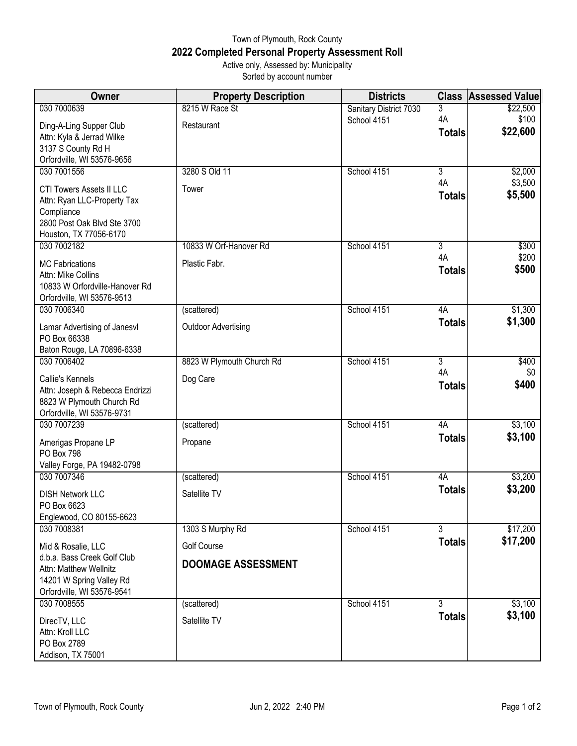Town of Plymouth, Rock County

# 2022 Completed Personal Property Assessment Roll

Active only, Assessed by: Municipality
Sorted by account number

| Owner | Property Description | Districts | Class | Assessed Value |
|---|---|---|---|---|
| 030 7000639<br>Ding-A-Ling Supper Club<br>Attn: Kyla & Jerrad Wilke<br>3137 S County Rd H<br>Orfordville, WI 53576-9656 | 8215 W Race St<br>Restaurant | Sanitary District 7030<br>School 4151 | 3<br>4A<br>**Totals** | $22,500<br>$100<br>**$22,600** |
| 030 7001556<br>CTI Towers Assets II LLC<br>Attn: Ryan LLC-Property Tax Compliance<br>2800 Post Oak Blvd Ste 3700<br>Houston, TX 77056-6170 | 3280 S Old 11<br>Tower | School 4151 | 3<br>4A<br>**Totals** | $2,000<br>$3,500<br>**$5,500** |
| 030 7002182<br>MC Fabrications<br>Attn: Mike Collins<br>10833 W Orfordville-Hanover Rd<br>Orfordville, WI 53576-9513 | 10833 W Orf-Hanover Rd<br>Plastic Fabr. | School 4151 | 3<br>4A<br>**Totals** | $300<br>$200<br>**$500** |
| 030 7006340<br>Lamar Advertising of Janesvl<br>PO Box 66338<br>Baton Rouge, LA 70896-6338 | (scattered)<br>Outdoor Advertising | School 4151 | 4A<br>**Totals** | $1,300<br>**$1,300** |
| 030 7006402<br>Callie's Kennels<br>Attn: Joseph & Rebecca Endrizzi<br>8823 W Plymouth Church Rd<br>Orfordville, WI 53576-9731 | 8823 W Plymouth Church Rd<br>Dog Care | School 4151 | 3<br>4A<br>**Totals** | $400<br>$0<br>**$400** |
| 030 7007239<br>Amerigas Propane LP<br>PO Box 798<br>Valley Forge, PA 19482-0798 | (scattered)<br>Propane | School 4151 | 4A<br>**Totals** | $3,100<br>**$3,100** |
| 030 7007346<br>DISH Network LLC<br>PO Box 6623<br>Englewood, CO 80155-6623 | (scattered)<br>Satellite TV | School 4151 | 4A<br>**Totals** | $3,200<br>**$3,200** |
| 030 7008381<br>Mid & Rosalie, LLC<br>d.b.a. Bass Creek Golf Club<br>Attn: Matthew Wellnitz<br>14201 W Spring Valley Rd<br>Orfordville, WI 53576-9541 | 1303 S Murphy Rd<br>Golf Course<br>**DOOMAGE ASSESSMENT** | School 4151 | 3<br>**Totals** | $17,200<br>**$17,200** |
| 030 7008555<br>DirecTV, LLC<br>Attn: Kroll LLC<br>PO Box 2789<br>Addison, TX 75001 | (scattered)<br>Satellite TV | School 4151 | 3<br>**Totals** | $3,100<br>**$3,100** |

Jun 2, 2022 2:40 PM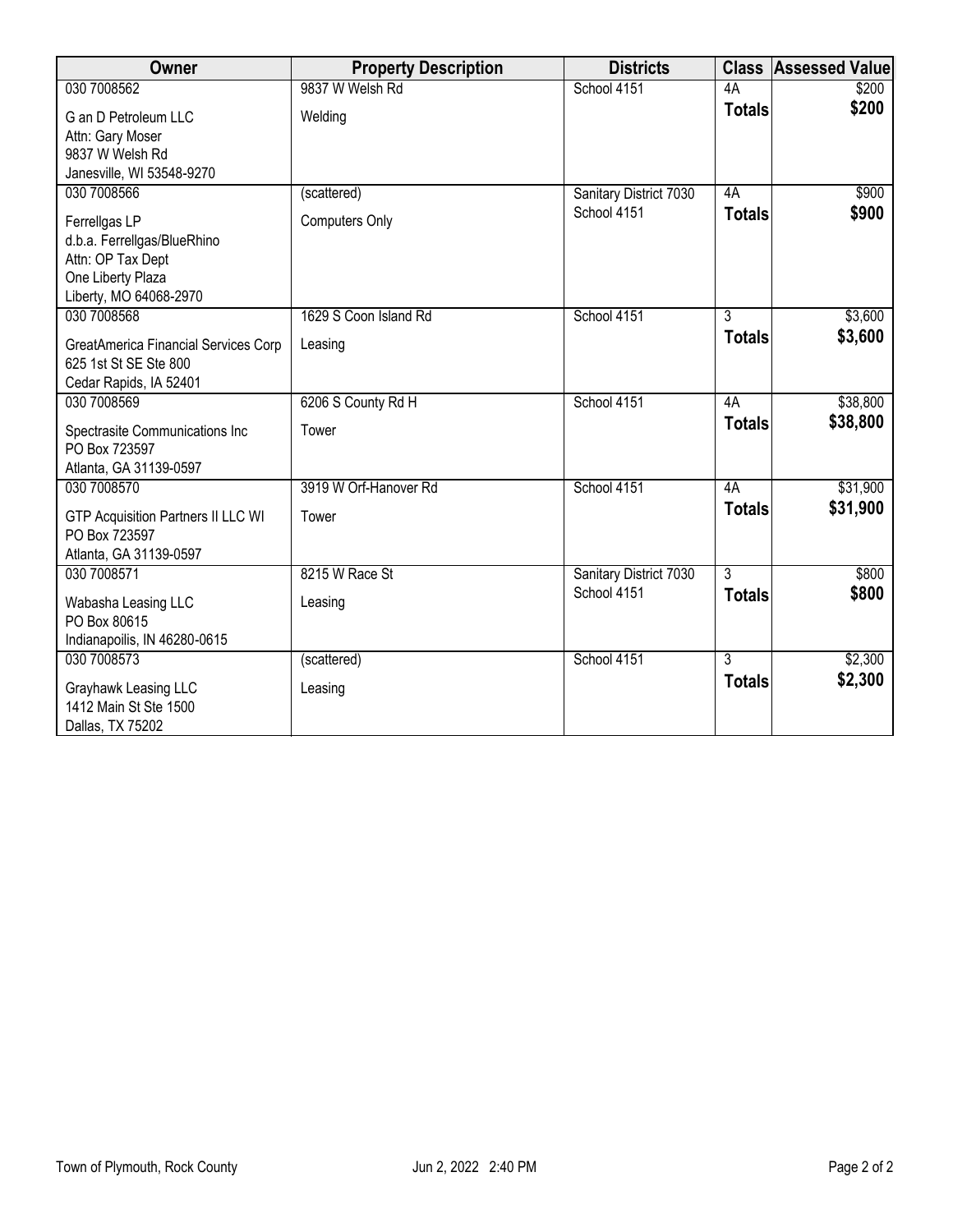| Owner | Property Description | Districts | Class | Assessed Value |
|---|---|---|---|---|
| 030 7008562 | 9837 W Welsh Rd | School 4151 | 4A | $200 |
| G an D Petroleum LLC<br>Attn: Gary Moser<br>9837 W Welsh Rd<br>Janesville, WI 53548-9270 | Welding | | **Totals** | **$200** |
| 030 7008566 | (scattered) | Sanitary District 7030<br>School 4151 | 4A | $900 |
| Ferrellgas LP<br>d.b.a. Ferrellgas/BlueRhino<br>Attn: OP Tax Dept<br>One Liberty Plaza<br>Liberty, MO 64068-2970 | Computers Only | | **Totals** | **$900** |
| 030 7008568 | 1629 S Coon Island Rd | School 4151 | 3 | $3,600 |
| GreatAmerica Financial Services Corp<br>625 1st St SE Ste 800<br>Cedar Rapids, IA 52401 | Leasing | | **Totals** | **$3,600** |
| 030 7008569 | 6206 S County Rd H | School 4151 | 4A | $38,800 |
| Spectrasite Communications Inc<br>PO Box 723597<br>Atlanta, GA 31139-0597 | Tower | | **Totals** | **$38,800** |
| 030 7008570 | 3919 W Orf-Hanover Rd | School 4151 | 4A | $31,900 |
| GTP Acquisition Partners II LLC WI<br>PO Box 723597<br>Atlanta, GA 31139-0597 | Tower | | **Totals** | **$31,900** |
| 030 7008571 | 8215 W Race St | Sanitary District 7030<br>School 4151 | 3 | $800 |
| Wabasha Leasing LLC<br>PO Box 80615<br>Indianapoilis, IN 46280-0615 | Leasing | | **Totals** | **$800** |
| 030 7008573 | (scattered) | School 4151 | 3 | $2,300 |
| Grayhawk Leasing LLC<br>1412 Main St Ste 1500<br>Dallas, TX 75202 | Leasing | | **Totals** | **$2,300** |

Town of Plymouth, Rock County    Jun 2, 2022 2:40 PM